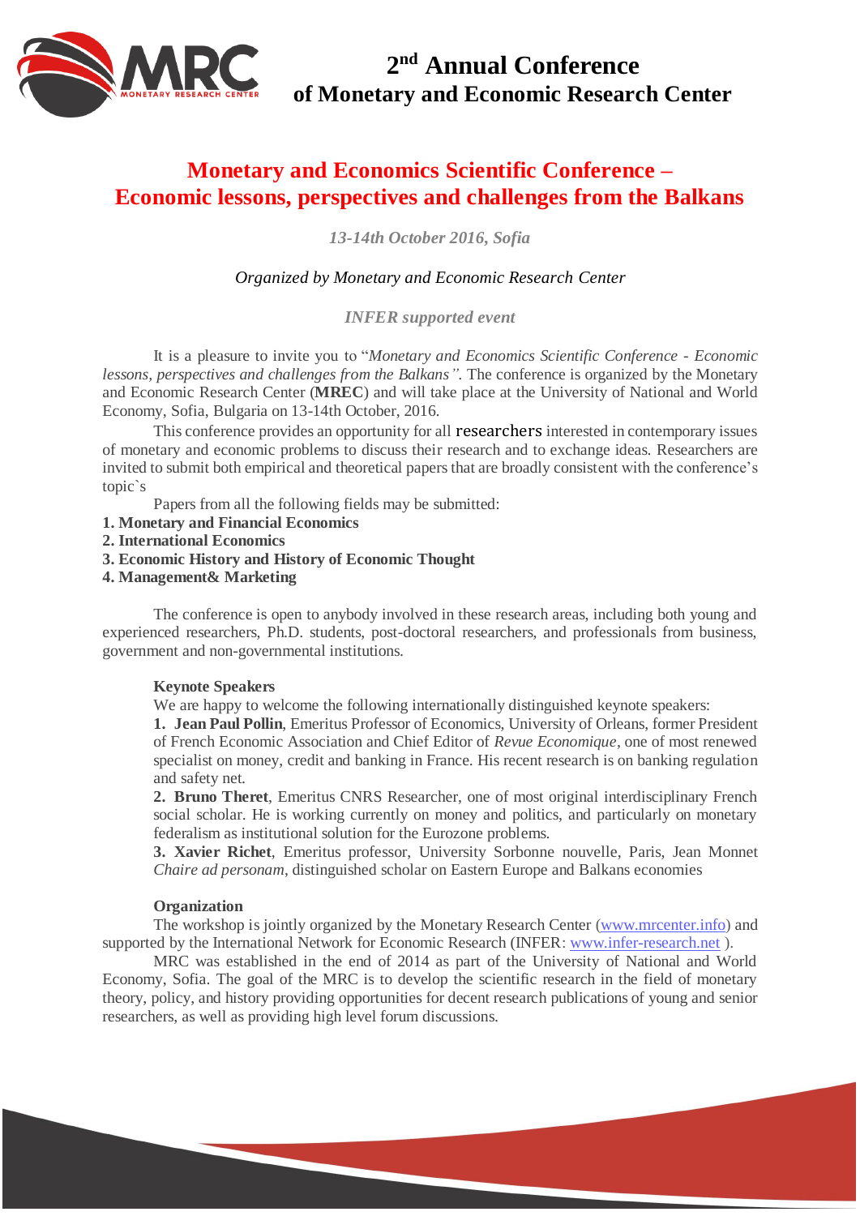# 2nd Annual Conference of Monetary and Economic Research Center

## Monetary and Economics Scientific Conference – Economic lessons, perspectives and challenges from the Balkans

*13-14th October 2016, Sofia*

*Organized by Monetary and Economic Research Center*

*INFER supported event*

It is a pleasure to invite you to "*Monetary and Economics Scientific Conference - Economic lessons, perspectives and challenges from the Balkans"*. The conference is organized by the Monetary and Economic Research Center (**MREC**) and will take place at the University of National and World Economy, Sofia, Bulgaria on 13-14th October, 2016.

This conference provides an opportunity for all researchers interested in contemporary issues of monetary and economic problems to discuss their research and to exchange ideas. Researchers are invited to submit both empirical and theoretical papers that are broadly consistent with the conference's topic`s

Papers from all the following fields may be submitted:

**1. Monetary and Financial Economics**
**2. International Economics**
**3. Economic History and History of Economic Thought**
**4. Management& Marketing**

The conference is open to anybody involved in these research areas, including both young and experienced researchers, Ph.D. students, post-doctoral researchers, and professionals from business, government and non-governmental institutions.

**Keynote Speakers**

We are happy to welcome the following internationally distinguished keynote speakers:

1. **Jean Paul Pollin**, Emeritus Professor of Economics, University of Orleans, former President of French Economic Association and Chief Editor of *Revue Economique*, one of most renewed specialist on money, credit and banking in France. His recent research is on banking regulation and safety net.
2. **Bruno Theret**, Emeritus CNRS Researcher, one of most original interdisciplinary French social scholar. He is working currently on money and politics, and particularly on monetary federalism as institutional solution for the Eurozone problems.
3. **Xavier Richet**, Emeritus professor, University Sorbonne nouvelle, Paris, Jean Monnet *Chaire ad personam*, distinguished scholar on Eastern Europe and Balkans economies

**Organization**

The workshop is jointly organized by the Monetary Research Center (www.mrcenter.info) and supported by the International Network for Economic Research (INFER: www.infer-research.net ).

MRC was established in the end of 2014 as part of the University of National and World Economy, Sofia. The goal of the MRC is to develop the scientific research in the field of monetary theory, policy, and history providing opportunities for decent research publications of young and senior researchers, as well as providing high level forum discussions.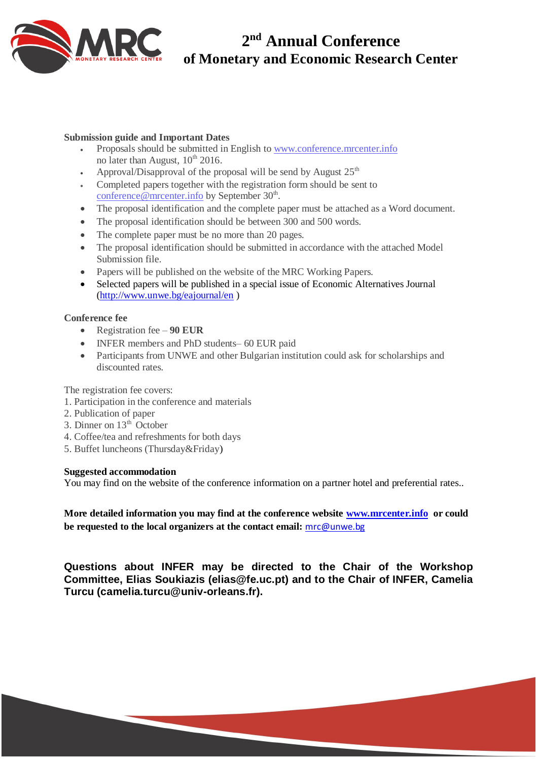# 2nd Annual Conference of Monetary and Economic Research Center

**Submission guide and Important Dates**

- Proposals should be submitted in English to [www.conference.mrcenter.info](http://www.conference.mrcenter.info) no later than August, 10th 2016.
- Approval/Disapproval of the proposal will be send by August 25th
- Completed papers together with the registration form should be sent to [conference@mrcenter.info](mailto:conference@mrcenter.info) by September 30th.
- The proposal identification and the complete paper must be attached as a Word document.
- The proposal identification should be between 300 and 500 words.
- The complete paper must be no more than 20 pages.
- The proposal identification should be submitted in accordance with the attached Model Submission file.
- Papers will be published on the website of the MRC Working Papers.
- Selected papers will be published in a special issue of Economic Alternatives Journal ([http://www.unwe.bg/eajournal/en](http://www.unwe.bg/eajournal/en) )

**Conference fee**

- Registration fee – **90 EUR**
- INFER members and PhD students– 60 EUR paid
- Participants from UNWE and other Bulgarian institution could ask for scholarships and discounted rates.

The registration fee covers:

1. Participation in the conference and materials
2. Publication of paper
3. Dinner on 13th October
4. Coffee/tea and refreshments for both days
5. Buffet luncheons (Thursday&Friday)

**Suggested accommodation**

You may find on the website of the conference information on a partner hotel and preferential rates..

**More detailed information you may find at the conference website [www.mrcenter.info](http://www.mrcenter.info) or could be requested to the local organizers at the contact email:** [mrc@unwe.bg](mailto:mrc@unwe.bg)

**Questions about INFER may be directed to the Chair of the Workshop Committee, Elias Soukiazis (elias@fe.uc.pt) and to the Chair of INFER, Camelia Turcu (camelia.turcu@univ-orleans.fr).**